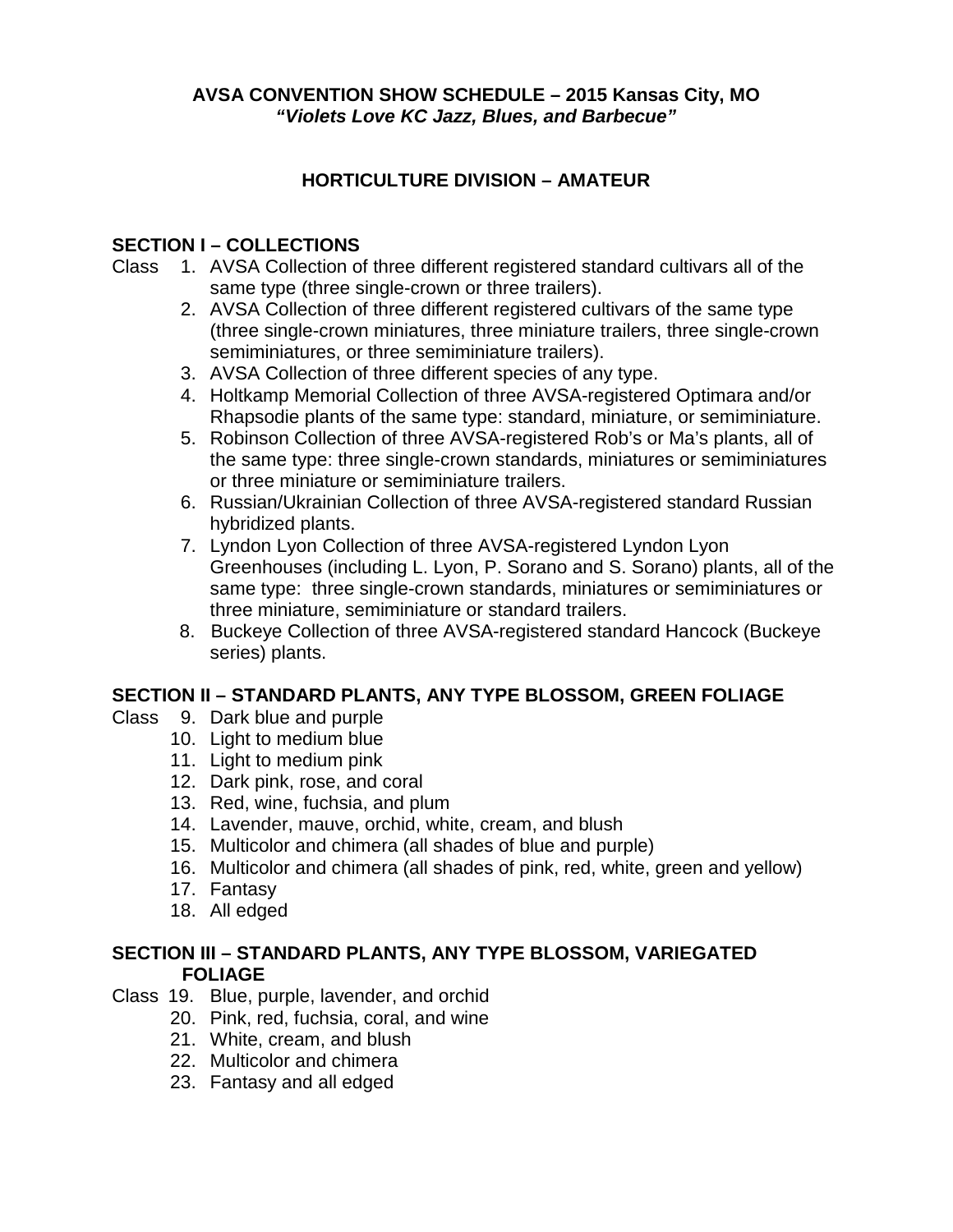**AVSA CONVENTION SHOW SCHEDULE – 2015 Kansas City, MO**
***"Violets Love KC Jazz, Blues, and Barbecue"***

## HORTICULTURE DIVISION – AMATEUR

### SECTION I – COLLECTIONS

Class
1. AVSA Collection of three different registered standard cultivars all of the same type (three single-crown or three trailers).
2. AVSA Collection of three different registered cultivars of the same type (three single-crown miniatures, three miniature trailers, three single-crown semiminiatures, or three semiminiature trailers).
3. AVSA Collection of three different species of any type.
4. Holtkamp Memorial Collection of three AVSA-registered Optimara and/or Rhapsodie plants of the same type: standard, miniature, or semiminiature.
5. Robinson Collection of three AVSA-registered Rob's or Ma's plants, all of the same type: three single-crown standards, miniatures or semiminiatures or three miniature or semiminiature trailers.
6. Russian/Ukrainian Collection of three AVSA-registered standard Russian hybridized plants.
7. Lyndon Lyon Collection of three AVSA-registered Lyndon Lyon Greenhouses (including L. Lyon, P. Sorano and S. Sorano) plants, all of the same type: three single-crown standards, miniatures or semiminiatures or three miniature, semiminiature or standard trailers.
8. Buckeye Collection of three AVSA-registered standard Hancock (Buckeye series) plants.

### SECTION II – STANDARD PLANTS, ANY TYPE BLOSSOM, GREEN FOLIAGE

Class
9. Dark blue and purple
10. Light to medium blue
11. Light to medium pink
12. Dark pink, rose, and coral
13. Red, wine, fuchsia, and plum
14. Lavender, mauve, orchid, white, cream, and blush
15. Multicolor and chimera (all shades of blue and purple)
16. Multicolor and chimera (all shades of pink, red, white, green and yellow)
17. Fantasy
18. All edged

### SECTION III – STANDARD PLANTS, ANY TYPE BLOSSOM, VARIEGATED FOLIAGE

Class
19. Blue, purple, lavender, and orchid
20. Pink, red, fuchsia, coral, and wine
21. White, cream, and blush
22. Multicolor and chimera
23. Fantasy and all edged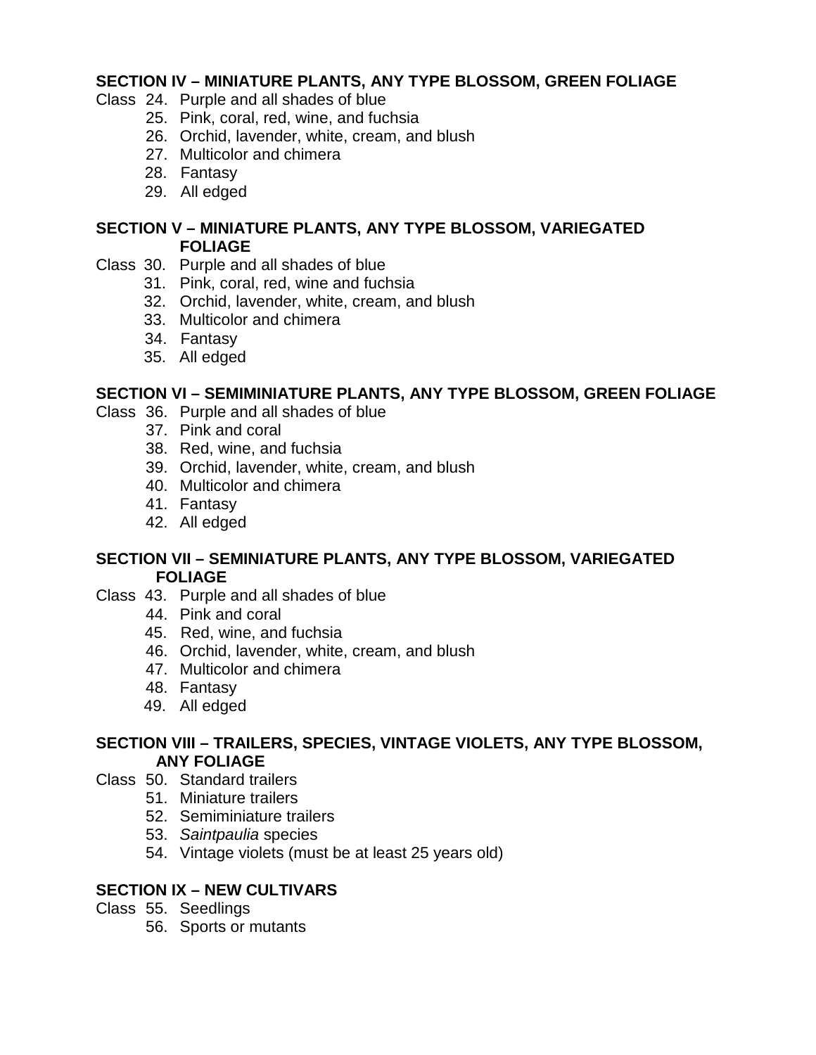**SECTION IV – MINIATURE PLANTS, ANY TYPE BLOSSOM, GREEN FOLIAGE**

Class 24. Purple and all shades of blue
25. Pink, coral, red, wine, and fuchsia
26. Orchid, lavender, white, cream, and blush
27. Multicolor and chimera
28. Fantasy
29. All edged

**SECTION V – MINIATURE PLANTS, ANY TYPE BLOSSOM, VARIEGATED FOLIAGE**

Class 30. Purple and all shades of blue
31. Pink, coral, red, wine and fuchsia
32. Orchid, lavender, white, cream, and blush
33. Multicolor and chimera
34. Fantasy
35. All edged

**SECTION VI – SEMIMINIATURE PLANTS, ANY TYPE BLOSSOM, GREEN FOLIAGE**

Class 36. Purple and all shades of blue
37. Pink and coral
38. Red, wine, and fuchsia
39. Orchid, lavender, white, cream, and blush
40. Multicolor and chimera
41. Fantasy
42. All edged

**SECTION VII – SEMINIATURE PLANTS, ANY TYPE BLOSSOM, VARIEGATED FOLIAGE**

Class 43. Purple and all shades of blue
44. Pink and coral
45. Red, wine, and fuchsia
46. Orchid, lavender, white, cream, and blush
47. Multicolor and chimera
48. Fantasy
49. All edged

**SECTION VIII – TRAILERS, SPECIES, VINTAGE VIOLETS, ANY TYPE BLOSSOM, ANY FOLIAGE**

Class 50. Standard trailers
51. Miniature trailers
52. Semiminiature trailers
53. *Saintpaulia* species
54. Vintage violets (must be at least 25 years old)

**SECTION IX – NEW CULTIVARS**

Class 55. Seedlings
56. Sports or mutants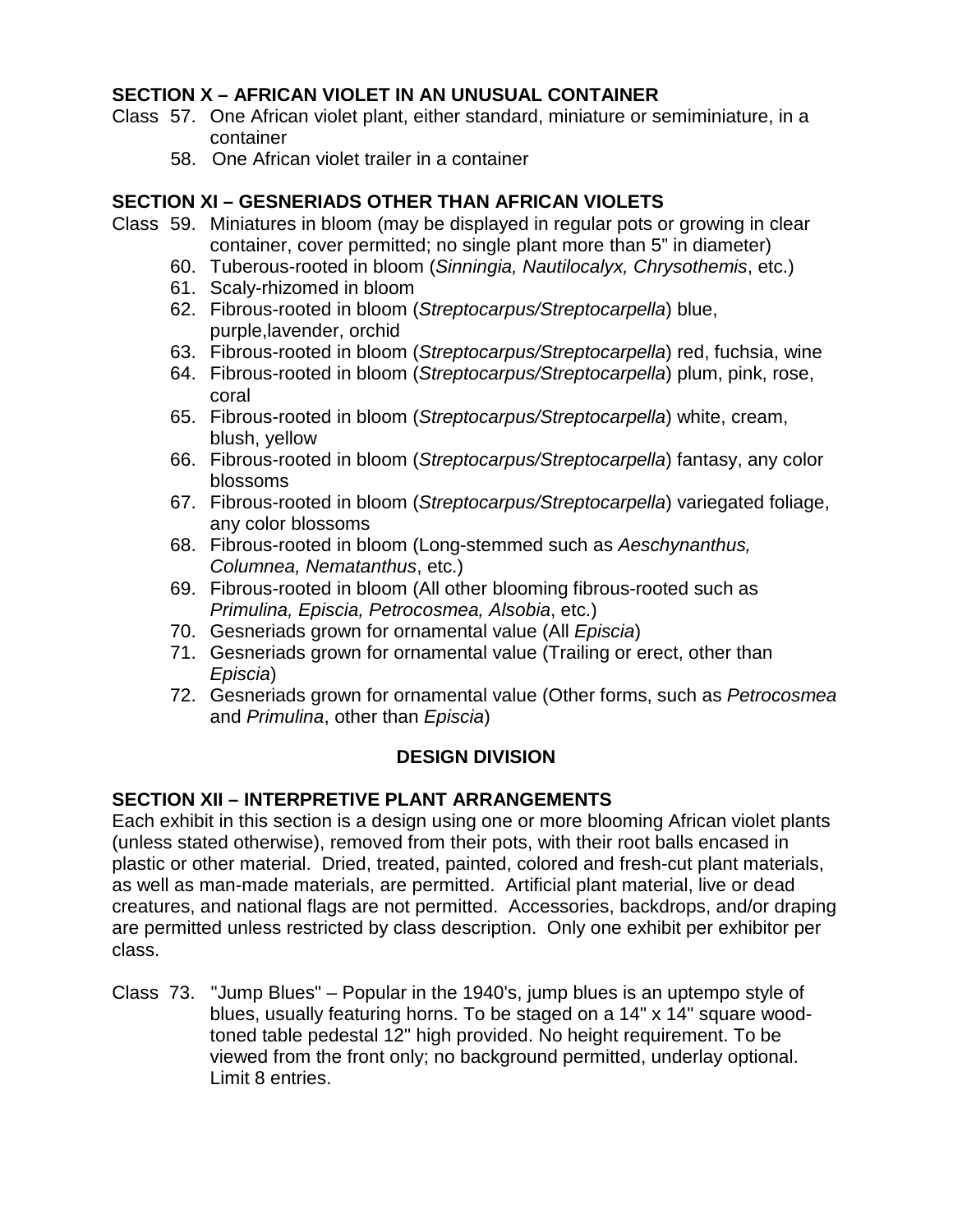### SECTION X – AFRICAN VIOLET IN AN UNUSUAL CONTAINER

Class 57. One African violet plant, either standard, miniature or semiminiature, in a container

58. One African violet trailer in a container

### SECTION XI – GESNERIADS OTHER THAN AFRICAN VIOLETS

Class 59. Miniatures in bloom (may be displayed in regular pots or growing in clear container, cover permitted; no single plant more than 5" in diameter)

60. Tuberous-rooted in bloom (*Sinningia, Nautilocalyx, Chrysothemis*, etc.)

61. Scaly-rhizomed in bloom

62. Fibrous-rooted in bloom (*Streptocarpus/Streptocarpella*) blue, purple,lavender, orchid

63. Fibrous-rooted in bloom (*Streptocarpus/Streptocarpella*) red, fuchsia, wine

64. Fibrous-rooted in bloom (*Streptocarpus/Streptocarpella*) plum, pink, rose, coral

65. Fibrous-rooted in bloom (*Streptocarpus/Streptocarpella*) white, cream, blush, yellow

66. Fibrous-rooted in bloom (*Streptocarpus/Streptocarpella*) fantasy, any color blossoms

67. Fibrous-rooted in bloom (*Streptocarpus/Streptocarpella*) variegated foliage, any color blossoms

68. Fibrous-rooted in bloom (Long-stemmed such as *Aeschynanthus, Columnea, Nematanthus*, etc.)

69. Fibrous-rooted in bloom (All other blooming fibrous-rooted such as *Primulina, Episcia, Petrocosmea, Alsobia*, etc.)

70. Gesneriads grown for ornamental value (All *Episcia*)

71. Gesneriads grown for ornamental value (Trailing or erect, other than *Episcia*)

72. Gesneriads grown for ornamental value (Other forms, such as *Petrocosmea* and *Primulina*, other than *Episcia*)

## DESIGN DIVISION

### SECTION XII – INTERPRETIVE PLANT ARRANGEMENTS

Each exhibit in this section is a design using one or more blooming African violet plants (unless stated otherwise), removed from their pots, with their root balls encased in plastic or other material. Dried, treated, painted, colored and fresh-cut plant materials, as well as man-made materials, are permitted. Artificial plant material, live or dead creatures, and national flags are not permitted. Accessories, backdrops, and/or draping are permitted unless restricted by class description. Only one exhibit per exhibitor per class.

Class 73. "Jump Blues" – Popular in the 1940's, jump blues is an uptempo style of blues, usually featuring horns. To be staged on a 14" x 14" square wood-toned table pedestal 12" high provided. No height requirement. To be viewed from the front only; no background permitted, underlay optional. Limit 8 entries.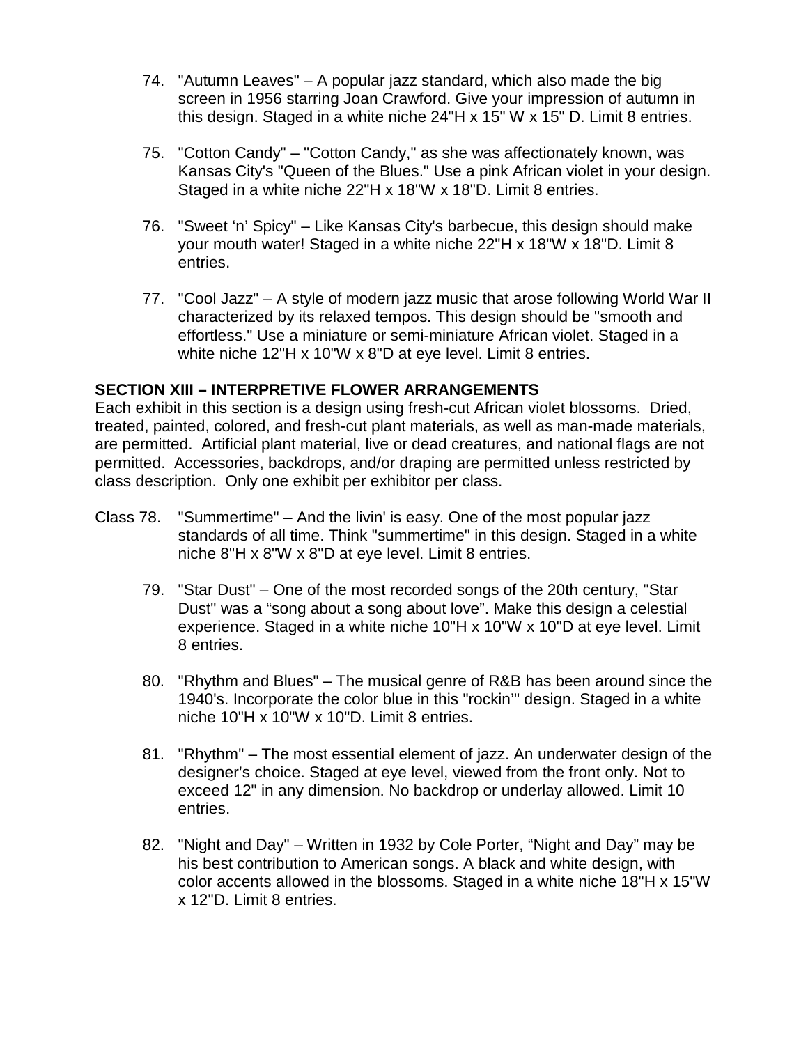74. "Autumn Leaves" – A popular jazz standard, which also made the big screen in 1956 starring Joan Crawford. Give your impression of autumn in this design. Staged in a white niche 24"H x 15" W x 15" D. Limit 8 entries.

75. "Cotton Candy" – "Cotton Candy," as she was affectionately known, was Kansas City's "Queen of the Blues." Use a pink African violet in your design. Staged in a white niche 22"H x 18"W x 18"D. Limit 8 entries.

76. "Sweet 'n' Spicy" – Like Kansas City's barbecue, this design should make your mouth water! Staged in a white niche 22"H x 18"W x 18"D. Limit 8 entries.

77. "Cool Jazz" – A style of modern jazz music that arose following World War II characterized by its relaxed tempos. This design should be "smooth and effortless." Use a miniature or semi-miniature African violet. Staged in a white niche 12"H x 10"W x 8"D at eye level. Limit 8 entries.

**SECTION XIII – INTERPRETIVE FLOWER ARRANGEMENTS**

Each exhibit in this section is a design using fresh-cut African violet blossoms. Dried, treated, painted, colored, and fresh-cut plant materials, as well as man-made materials, are permitted. Artificial plant material, live or dead creatures, and national flags are not permitted. Accessories, backdrops, and/or draping are permitted unless restricted by class description. Only one exhibit per exhibitor per class.

Class 78. "Summertime" – And the livin' is easy. One of the most popular jazz standards of all time. Think "summertime" in this design. Staged in a white niche 8"H x 8"W x 8"D at eye level. Limit 8 entries.

79. "Star Dust" – One of the most recorded songs of the 20th century, "Star Dust" was a "song about a song about love". Make this design a celestial experience. Staged in a white niche 10"H x 10"W x 10"D at eye level. Limit 8 entries.

80. "Rhythm and Blues" – The musical genre of R&B has been around since the 1940's. Incorporate the color blue in this "rockin'" design. Staged in a white niche 10"H x 10"W x 10"D. Limit 8 entries.

81. "Rhythm" – The most essential element of jazz. An underwater design of the designer's choice. Staged at eye level, viewed from the front only. Not to exceed 12" in any dimension. No backdrop or underlay allowed. Limit 10 entries.

82. "Night and Day" – Written in 1932 by Cole Porter, "Night and Day" may be his best contribution to American songs. A black and white design, with color accents allowed in the blossoms. Staged in a white niche 18"H x 15"W x 12"D. Limit 8 entries.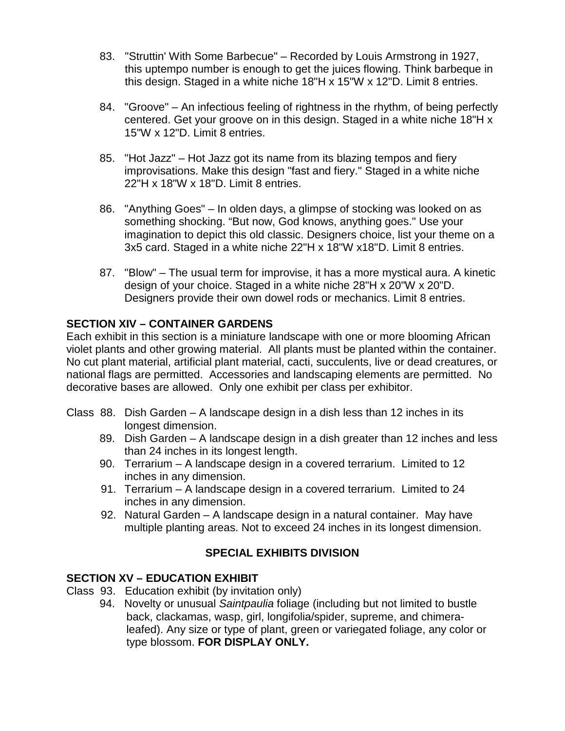83. "Struttin' With Some Barbecue" – Recorded by Louis Armstrong in 1927, this uptempo number is enough to get the juices flowing. Think barbeque in this design. Staged in a white niche 18"H x 15"W x 12"D. Limit 8 entries.

84. "Groove" – An infectious feeling of rightness in the rhythm, of being perfectly centered. Get your groove on in this design. Staged in a white niche 18"H x 15"W x 12"D. Limit 8 entries.

85. "Hot Jazz" – Hot Jazz got its name from its blazing tempos and fiery improvisations. Make this design "fast and fiery." Staged in a white niche 22"H x 18"W x 18"D. Limit 8 entries.

86. "Anything Goes" – In olden days, a glimpse of stocking was looked on as something shocking. "But now, God knows, anything goes." Use your imagination to depict this old classic. Designers choice, list your theme on a 3x5 card. Staged in a white niche 22"H x 18"W x18"D. Limit 8 entries.

87. "Blow" – The usual term for improvise, it has a more mystical aura. A kinetic design of your choice. Staged in a white niche 28"H x 20"W x 20"D. Designers provide their own dowel rods or mechanics. Limit 8 entries.

**SECTION XIV – CONTAINER GARDENS**

Each exhibit in this section is a miniature landscape with one or more blooming African violet plants and other growing material. All plants must be planted within the container. No cut plant material, artificial plant material, cacti, succulents, live or dead creatures, or national flags are permitted. Accessories and landscaping elements are permitted. No decorative bases are allowed. Only one exhibit per class per exhibitor.

Class 88. Dish Garden – A landscape design in a dish less than 12 inches in its longest dimension.

89. Dish Garden – A landscape design in a dish greater than 12 inches and less than 24 inches in its longest length.

90. Terrarium – A landscape design in a covered terrarium. Limited to 12 inches in any dimension.

91. Terrarium – A landscape design in a covered terrarium. Limited to 24 inches in any dimension.

92. Natural Garden – A landscape design in a natural container. May have multiple planting areas. Not to exceed 24 inches in its longest dimension.

## SPECIAL EXHIBITS DIVISION

**SECTION XV – EDUCATION EXHIBIT**

Class 93. Education exhibit (by invitation only)

94. Novelty or unusual *Saintpaulia* foliage (including but not limited to bustle back, clackamas, wasp, girl, longifolia/spider, supreme, and chimera-leafed). Any size or type of plant, green or variegated foliage, any color or type blossom. **FOR DISPLAY ONLY.**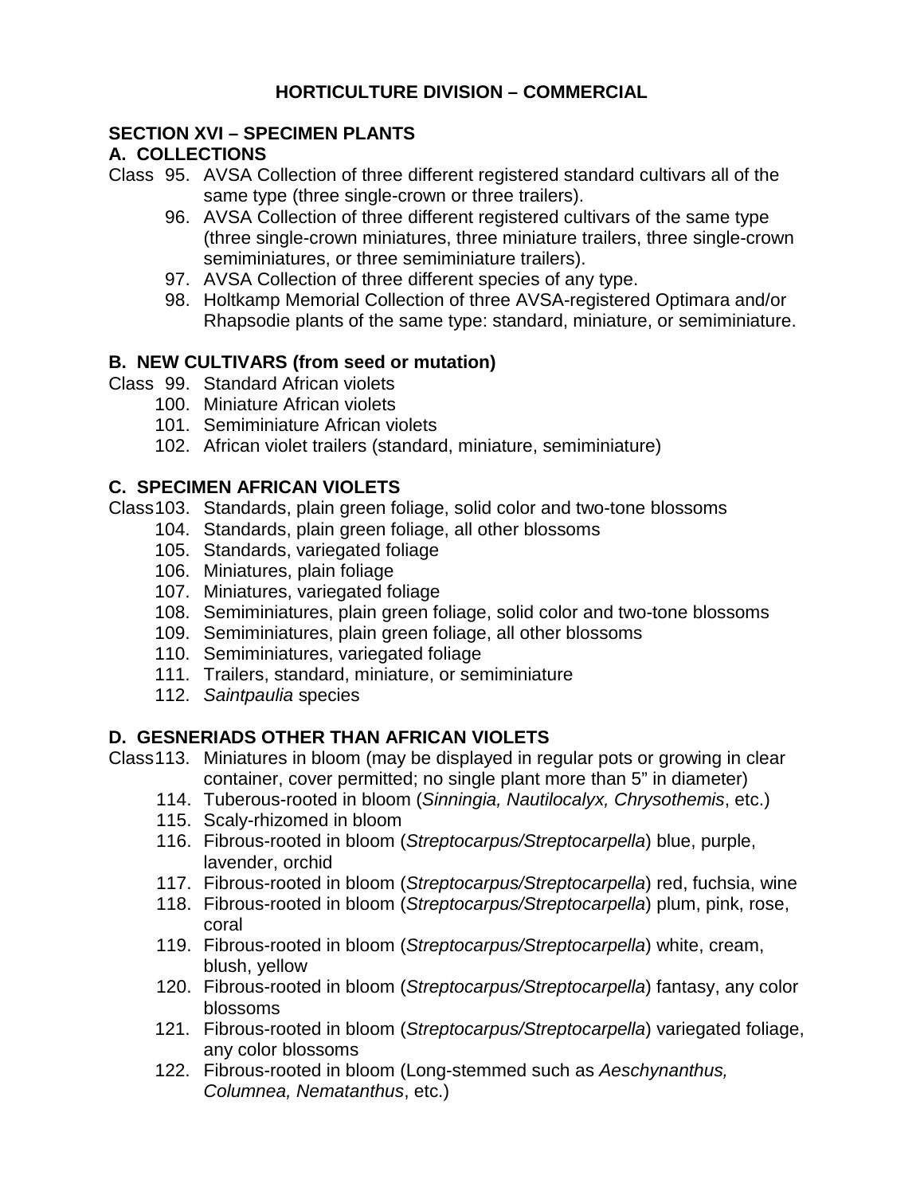# HORTICULTURE DIVISION – COMMERCIAL

## SECTION XVI – SPECIMEN PLANTS

### A. COLLECTIONS

Class 95. AVSA Collection of three different registered standard cultivars all of the same type (three single-crown or three trailers).

96. AVSA Collection of three different registered cultivars of the same type (three single-crown miniatures, three miniature trailers, three single-crown semiminiatures, or three semiminiature trailers).
97. AVSA Collection of three different species of any type.
98. Holtkamp Memorial Collection of three AVSA-registered Optimara and/or Rhapsodie plants of the same type: standard, miniature, or semiminiature.

### B. NEW CULTIVARS (from seed or mutation)

Class 99. Standard African violets

100. Miniature African violets
101. Semiminiature African violets
102. African violet trailers (standard, miniature, semiminiature)

### C. SPECIMEN AFRICAN VIOLETS

Class 103. Standards, plain green foliage, solid color and two-tone blossoms

104. Standards, plain green foliage, all other blossoms
105. Standards, variegated foliage
106. Miniatures, plain foliage
107. Miniatures, variegated foliage
108. Semiminiatures, plain green foliage, solid color and two-tone blossoms
109. Semiminiatures, plain green foliage, all other blossoms
110. Semiminiatures, variegated foliage
111. Trailers, standard, miniature, or semiminiature
112. *Saintpaulia* species

### D. GESNERIADS OTHER THAN AFRICAN VIOLETS

Class 113. Miniatures in bloom (may be displayed in regular pots or growing in clear container, cover permitted; no single plant more than 5" in diameter)

114. Tuberous-rooted in bloom (*Sinningia, Nautilocalyx, Chrysothemis*, etc.)
115. Scaly-rhizomed in bloom
116. Fibrous-rooted in bloom (*Streptocarpus/Streptocarpella*) blue, purple, lavender, orchid
117. Fibrous-rooted in bloom (*Streptocarpus/Streptocarpella*) red, fuchsia, wine
118. Fibrous-rooted in bloom (*Streptocarpus/Streptocarpella*) plum, pink, rose, coral
119. Fibrous-rooted in bloom (*Streptocarpus/Streptocarpella*) white, cream, blush, yellow
120. Fibrous-rooted in bloom (*Streptocarpus/Streptocarpella*) fantasy, any color blossoms
121. Fibrous-rooted in bloom (*Streptocarpus/Streptocarpella*) variegated foliage, any color blossoms
122. Fibrous-rooted in bloom (Long-stemmed such as *Aeschynanthus, Columnea, Nematanthus*, etc.)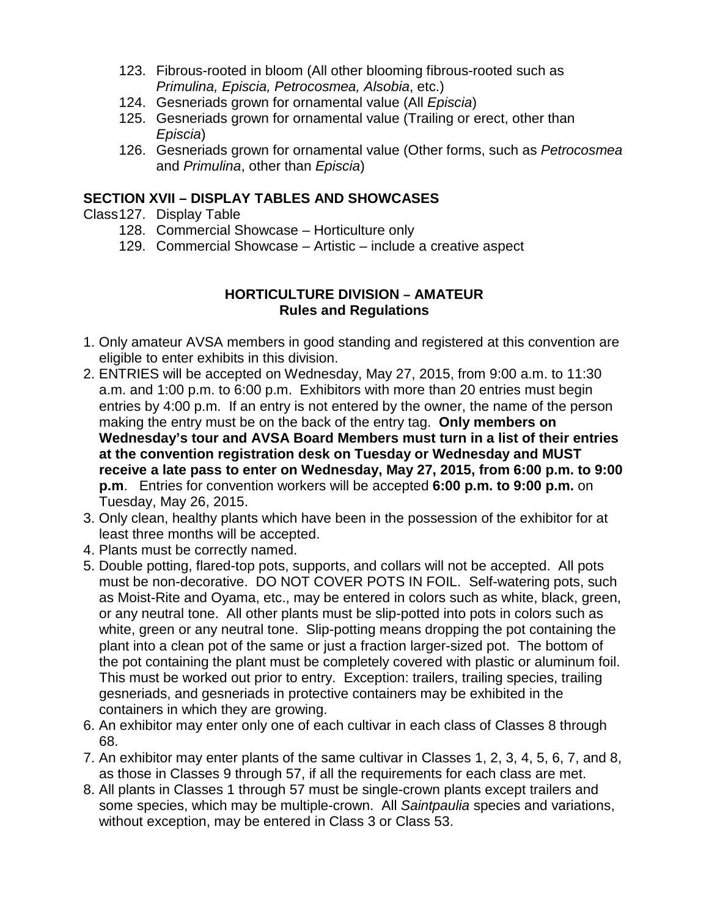123. Fibrous-rooted in bloom (All other blooming fibrous-rooted such as *Primulina, Episcia, Petrocosmea, Alsobia*, etc.)
124. Gesneriads grown for ornamental value (All *Episcia*)
125. Gesneriads grown for ornamental value (Trailing or erect, other than *Episcia*)
126. Gesneriads grown for ornamental value (Other forms, such as *Petrocosmea* and *Primulina*, other than *Episcia*)

**SECTION XVII – DISPLAY TABLES AND SHOWCASES**

Class 127. Display Table
128. Commercial Showcase – Horticulture only
129. Commercial Showcase – Artistic – include a creative aspect

## HORTICULTURE DIVISION – AMATEUR
### Rules and Regulations

1. Only amateur AVSA members in good standing and registered at this convention are eligible to enter exhibits in this division.
2. ENTRIES will be accepted on Wednesday, May 27, 2015, from 9:00 a.m. to 11:30 a.m. and 1:00 p.m. to 6:00 p.m. Exhibitors with more than 20 entries must begin entries by 4:00 p.m. If an entry is not entered by the owner, the name of the person making the entry must be on the back of the entry tag. **Only members on Wednesday's tour and AVSA Board Members must turn in a list of their entries at the convention registration desk on Tuesday or Wednesday and MUST receive a late pass to enter on Wednesday, May 27, 2015, from 6:00 p.m. to 9:00 p.m**. Entries for convention workers will be accepted **6:00 p.m. to 9:00 p.m.** on Tuesday, May 26, 2015.
3. Only clean, healthy plants which have been in the possession of the exhibitor for at least three months will be accepted.
4. Plants must be correctly named.
5. Double potting, flared-top pots, supports, and collars will not be accepted. All pots must be non-decorative. DO NOT COVER POTS IN FOIL. Self-watering pots, such as Moist-Rite and Oyama, etc., may be entered in colors such as white, black, green, or any neutral tone. All other plants must be slip-potted into pots in colors such as white, green or any neutral tone. Slip-potting means dropping the pot containing the plant into a clean pot of the same or just a fraction larger-sized pot. The bottom of the pot containing the plant must be completely covered with plastic or aluminum foil. This must be worked out prior to entry. Exception: trailers, trailing species, trailing gesneriads, and gesneriads in protective containers may be exhibited in the containers in which they are growing.
6. An exhibitor may enter only one of each cultivar in each class of Classes 8 through 68.
7. An exhibitor may enter plants of the same cultivar in Classes 1, 2, 3, 4, 5, 6, 7, and 8, as those in Classes 9 through 57, if all the requirements for each class are met.
8. All plants in Classes 1 through 57 must be single-crown plants except trailers and some species, which may be multiple-crown. All *Saintpaulia* species and variations, without exception, may be entered in Class 3 or Class 53.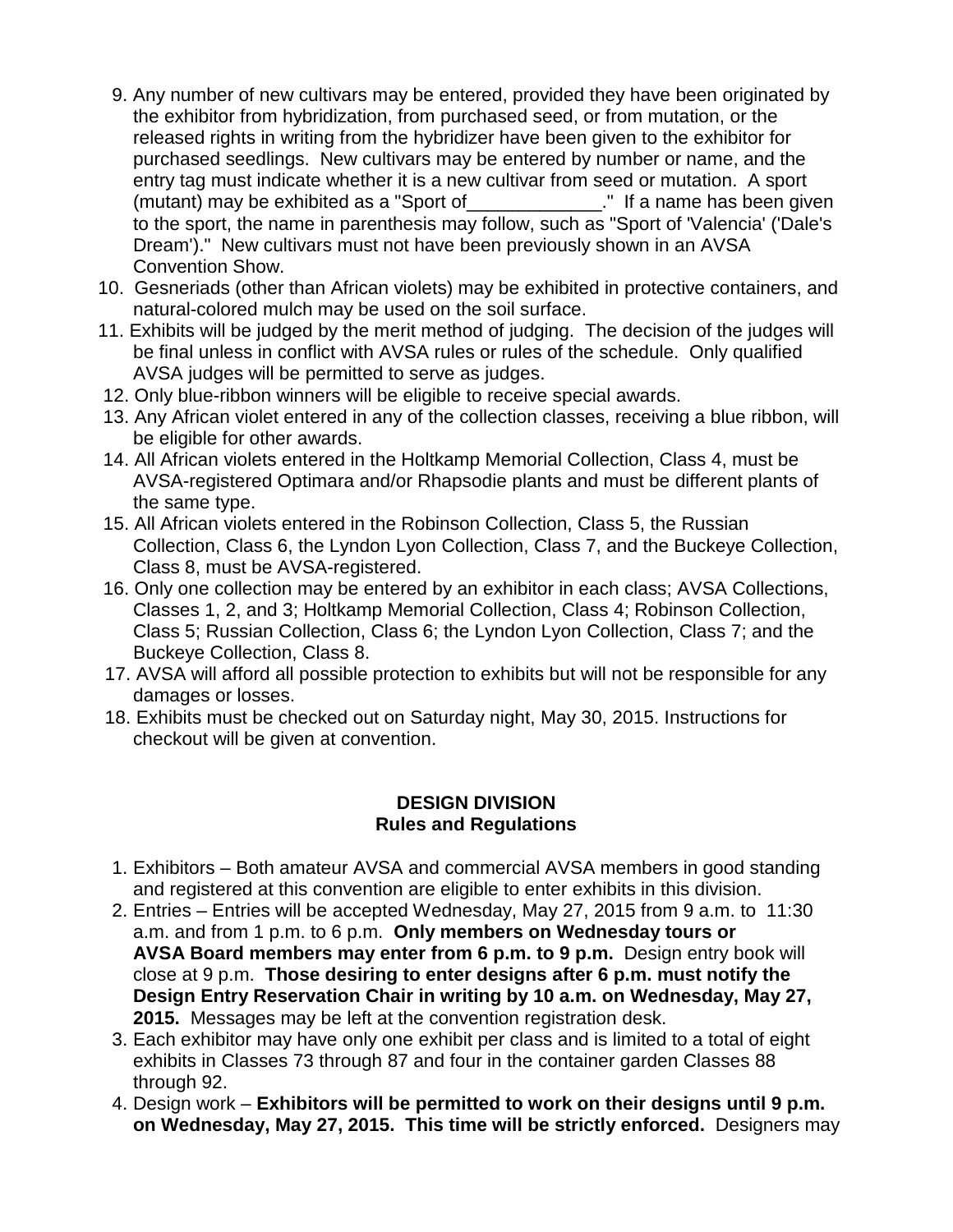9. Any number of new cultivars may be entered, provided they have been originated by the exhibitor from hybridization, from purchased seed, or from mutation, or the released rights in writing from the hybridizer have been given to the exhibitor for purchased seedlings. New cultivars may be entered by number or name, and the entry tag must indicate whether it is a new cultivar from seed or mutation. A sport (mutant) may be exhibited as a "Sport of_____________." If a name has been given to the sport, the name in parenthesis may follow, such as "Sport of 'Valencia' ('Dale's Dream')." New cultivars must not have been previously shown in an AVSA Convention Show.
10. Gesneriads (other than African violets) may be exhibited in protective containers, and natural-colored mulch may be used on the soil surface.
11. Exhibits will be judged by the merit method of judging. The decision of the judges will be final unless in conflict with AVSA rules or rules of the schedule. Only qualified AVSA judges will be permitted to serve as judges.
12. Only blue-ribbon winners will be eligible to receive special awards.
13. Any African violet entered in any of the collection classes, receiving a blue ribbon, will be eligible for other awards.
14. All African violets entered in the Holtkamp Memorial Collection, Class 4, must be AVSA-registered Optimara and/or Rhapsodie plants and must be different plants of the same type.
15. All African violets entered in the Robinson Collection, Class 5, the Russian Collection, Class 6, the Lyndon Lyon Collection, Class 7, and the Buckeye Collection, Class 8, must be AVSA-registered.
16. Only one collection may be entered by an exhibitor in each class; AVSA Collections, Classes 1, 2, and 3; Holtkamp Memorial Collection, Class 4; Robinson Collection, Class 5; Russian Collection, Class 6; the Lyndon Lyon Collection, Class 7; and the Buckeye Collection, Class 8.
17. AVSA will afford all possible protection to exhibits but will not be responsible for any damages or losses.
18. Exhibits must be checked out on Saturday night, May 30, 2015. Instructions for checkout will be given at convention.

## DESIGN DIVISION
## Rules and Regulations

1. Exhibitors – Both amateur AVSA and commercial AVSA members in good standing and registered at this convention are eligible to enter exhibits in this division.
2. Entries – Entries will be accepted Wednesday, May 27, 2015 from 9 a.m. to 11:30 a.m. and from 1 p.m. to 6 p.m. **Only members on Wednesday tours or AVSA Board members may enter from 6 p.m. to 9 p.m.** Design entry book will close at 9 p.m. **Those desiring to enter designs after 6 p.m. must notify the Design Entry Reservation Chair in writing by 10 a.m. on Wednesday, May 27, 2015.** Messages may be left at the convention registration desk.
3. Each exhibitor may have only one exhibit per class and is limited to a total of eight exhibits in Classes 73 through 87 and four in the container garden Classes 88 through 92.
4. Design work – **Exhibitors will be permitted to work on their designs until 9 p.m. on Wednesday, May 27, 2015. This time will be strictly enforced.** Designers may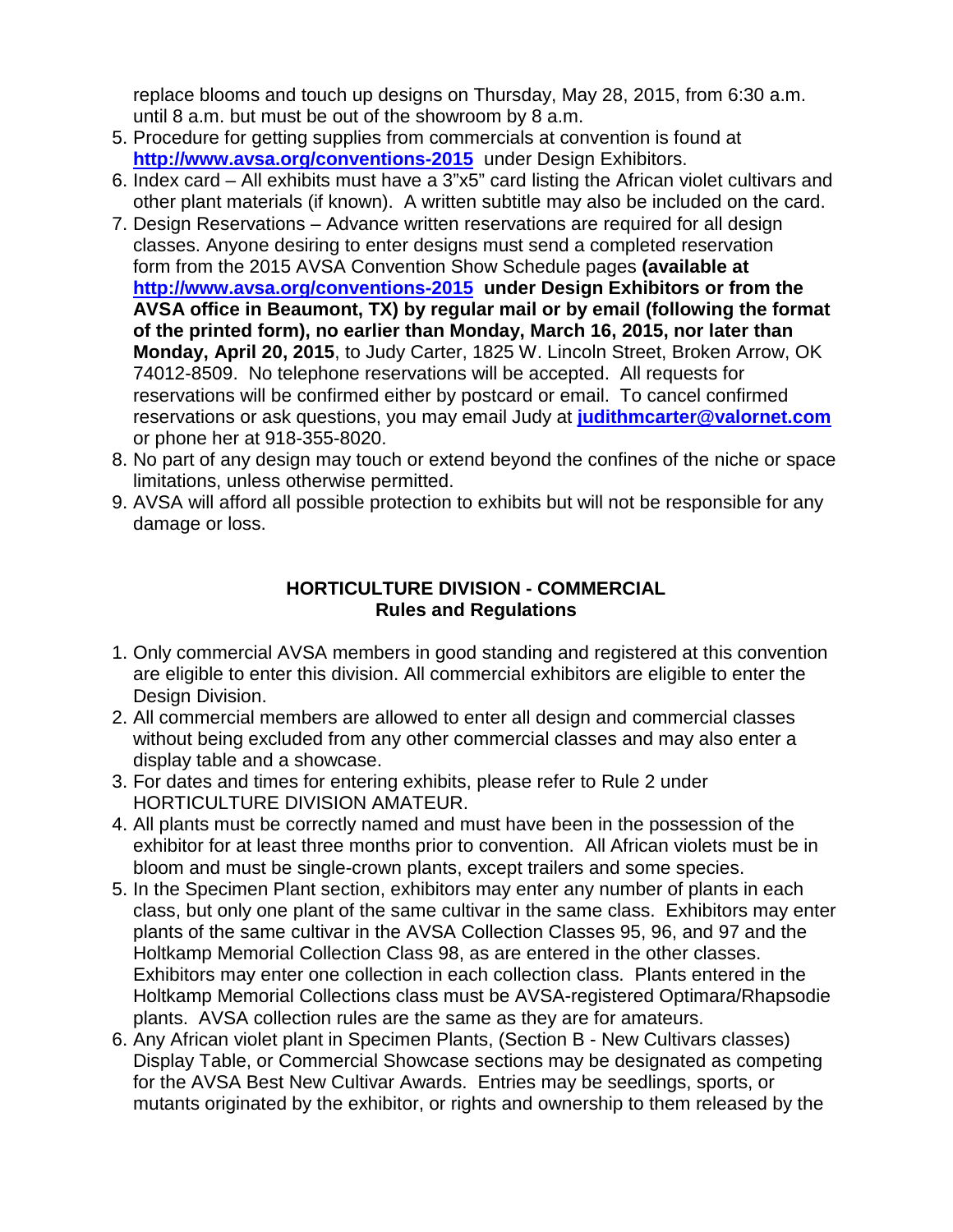replace blooms and touch up designs on Thursday, May 28, 2015, from 6:30 a.m. until 8 a.m. but must be out of the showroom by 8 a.m.

5. Procedure for getting supplies from commercials at convention is found at **http://www.avsa.org/conventions-2015** under Design Exhibitors.
6. Index card – All exhibits must have a 3"x5" card listing the African violet cultivars and other plant materials (if known). A written subtitle may also be included on the card.
7. Design Reservations – Advance written reservations are required for all design classes. Anyone desiring to enter designs must send a completed reservation form from the 2015 AVSA Convention Show Schedule pages **(available at http://www.avsa.org/conventions-2015 under Design Exhibitors or from the AVSA office in Beaumont, TX) by regular mail or by email (following the format of the printed form), no earlier than Monday, March 16, 2015, nor later than Monday, April 20, 2015**, to Judy Carter, 1825 W. Lincoln Street, Broken Arrow, OK 74012-8509. No telephone reservations will be accepted. All requests for reservations will be confirmed either by postcard or email. To cancel confirmed reservations or ask questions, you may email Judy at **judithmcarter@valornet.com** or phone her at 918-355-8020.
8. No part of any design may touch or extend beyond the confines of the niche or space limitations, unless otherwise permitted.
9. AVSA will afford all possible protection to exhibits but will not be responsible for any damage or loss.

## HORTICULTURE DIVISION - COMMERCIAL
## Rules and Regulations

1. Only commercial AVSA members in good standing and registered at this convention are eligible to enter this division. All commercial exhibitors are eligible to enter the Design Division.
2. All commercial members are allowed to enter all design and commercial classes without being excluded from any other commercial classes and may also enter a display table and a showcase.
3. For dates and times for entering exhibits, please refer to Rule 2 under HORTICULTURE DIVISION AMATEUR.
4. All plants must be correctly named and must have been in the possession of the exhibitor for at least three months prior to convention. All African violets must be in bloom and must be single-crown plants, except trailers and some species.
5. In the Specimen Plant section, exhibitors may enter any number of plants in each class, but only one plant of the same cultivar in the same class. Exhibitors may enter plants of the same cultivar in the AVSA Collection Classes 95, 96, and 97 and the Holtkamp Memorial Collection Class 98, as are entered in the other classes. Exhibitors may enter one collection in each collection class. Plants entered in the Holtkamp Memorial Collections class must be AVSA-registered Optimara/Rhapsodie plants. AVSA collection rules are the same as they are for amateurs.
6. Any African violet plant in Specimen Plants, (Section B - New Cultivars classes) Display Table, or Commercial Showcase sections may be designated as competing for the AVSA Best New Cultivar Awards. Entries may be seedlings, sports, or mutants originated by the exhibitor, or rights and ownership to them released by the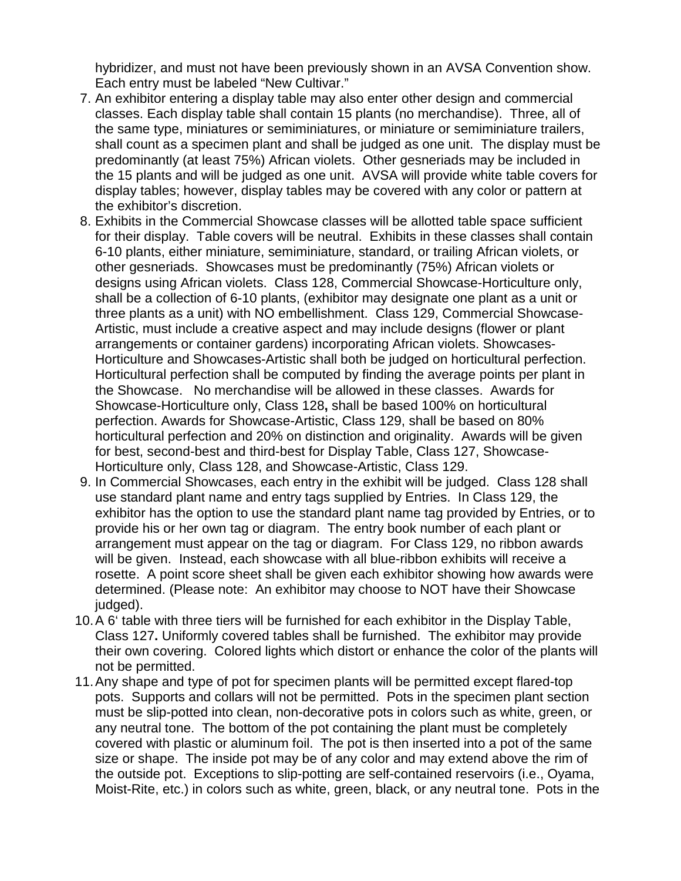hybridizer, and must not have been previously shown in an AVSA Convention show. Each entry must be labeled “New Cultivar.”

7. An exhibitor entering a display table may also enter other design and commercial classes. Each display table shall contain 15 plants (no merchandise). Three, all of the same type, miniatures or semiminiatures, or miniature or semiminiature trailers, shall count as a specimen plant and shall be judged as one unit. The display must be predominantly (at least 75%) African violets. Other gesneriads may be included in the 15 plants and will be judged as one unit. AVSA will provide white table covers for display tables; however, display tables may be covered with any color or pattern at the exhibitor’s discretion.
8. Exhibits in the Commercial Showcase classes will be allotted table space sufficient for their display. Table covers will be neutral. Exhibits in these classes shall contain 6-10 plants, either miniature, semiminiature, standard, or trailing African violets, or other gesneriads. Showcases must be predominantly (75%) African violets or designs using African violets. Class 128, Commercial Showcase-Horticulture only, shall be a collection of 6-10 plants, (exhibitor may designate one plant as a unit or three plants as a unit) with NO embellishment. Class 129, Commercial Showcase-Artistic, must include a creative aspect and may include designs (flower or plant arrangements or container gardens) incorporating African violets. Showcases-Horticulture and Showcases-Artistic shall both be judged on horticultural perfection. Horticultural perfection shall be computed by finding the average points per plant in the Showcase. No merchandise will be allowed in these classes. Awards for Showcase-Horticulture only, Class 128**,** shall be based 100% on horticultural perfection. Awards for Showcase-Artistic, Class 129, shall be based on 80% horticultural perfection and 20% on distinction and originality. Awards will be given for best, second-best and third-best for Display Table, Class 127, Showcase-Horticulture only, Class 128, and Showcase-Artistic, Class 129.
9. In Commercial Showcases, each entry in the exhibit will be judged. Class 128 shall use standard plant name and entry tags supplied by Entries. In Class 129, the exhibitor has the option to use the standard plant name tag provided by Entries, or to provide his or her own tag or diagram. The entry book number of each plant or arrangement must appear on the tag or diagram. For Class 129, no ribbon awards will be given. Instead, each showcase with all blue-ribbon exhibits will receive a rosette. A point score sheet shall be given each exhibitor showing how awards were determined. (Please note: An exhibitor may choose to NOT have their Showcase judged).
10. A 6‘ table with three tiers will be furnished for each exhibitor in the Display Table, Class 127**.** Uniformly covered tables shall be furnished. The exhibitor may provide their own covering. Colored lights which distort or enhance the color of the plants will not be permitted.
11. Any shape and type of pot for specimen plants will be permitted except flared-top pots. Supports and collars will not be permitted. Pots in the specimen plant section must be slip-potted into clean, non-decorative pots in colors such as white, green, or any neutral tone. The bottom of the pot containing the plant must be completely covered with plastic or aluminum foil. The pot is then inserted into a pot of the same size or shape. The inside pot may be of any color and may extend above the rim of the outside pot. Exceptions to slip-potting are self-contained reservoirs (i.e., Oyama, Moist-Rite, etc.) in colors such as white, green, black, or any neutral tone. Pots in the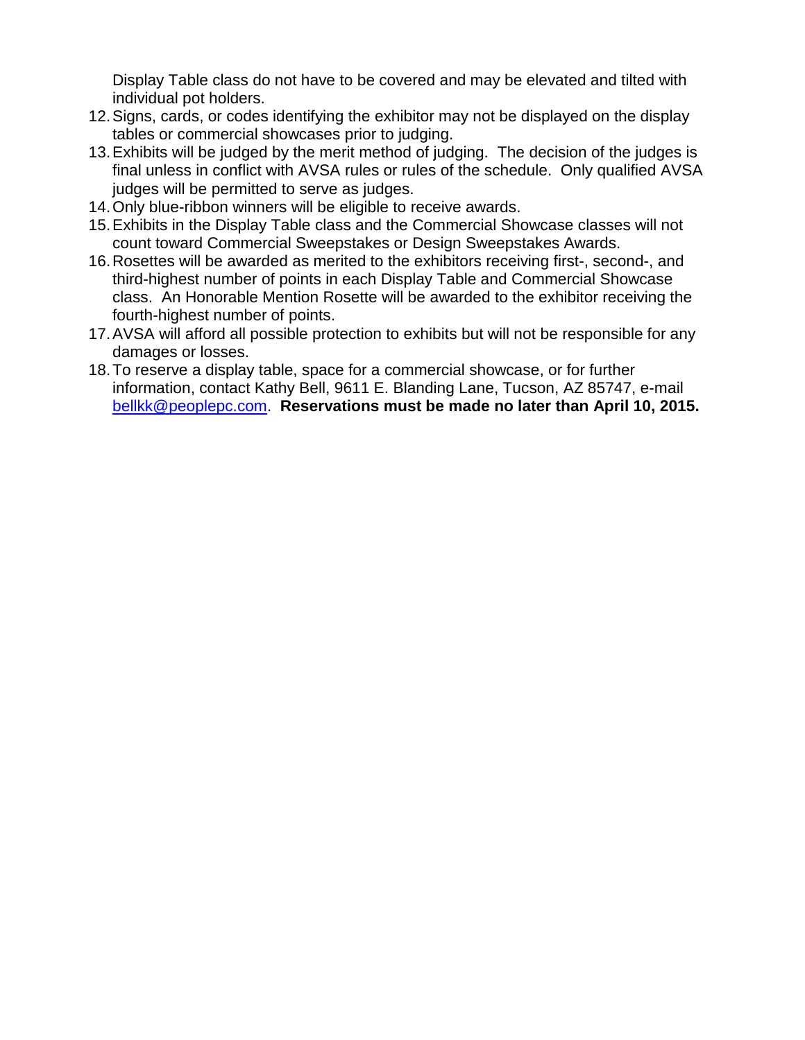Display Table class do not have to be covered and may be elevated and tilted with individual pot holders.

12. Signs, cards, or codes identifying the exhibitor may not be displayed on the display tables or commercial showcases prior to judging.
13. Exhibits will be judged by the merit method of judging. The decision of the judges is final unless in conflict with AVSA rules or rules of the schedule. Only qualified AVSA judges will be permitted to serve as judges.
14. Only blue-ribbon winners will be eligible to receive awards.
15. Exhibits in the Display Table class and the Commercial Showcase classes will not count toward Commercial Sweepstakes or Design Sweepstakes Awards.
16. Rosettes will be awarded as merited to the exhibitors receiving first-, second-, and third-highest number of points in each Display Table and Commercial Showcase class. An Honorable Mention Rosette will be awarded to the exhibitor receiving the fourth-highest number of points.
17. AVSA will afford all possible protection to exhibits but will not be responsible for any damages or losses.
18. To reserve a display table, space for a commercial showcase, or for further information, contact Kathy Bell, 9611 E. Blanding Lane, Tucson, AZ 85747, e-mail bellkk@peoplepc.com. **Reservations must be made no later than April 10, 2015.**